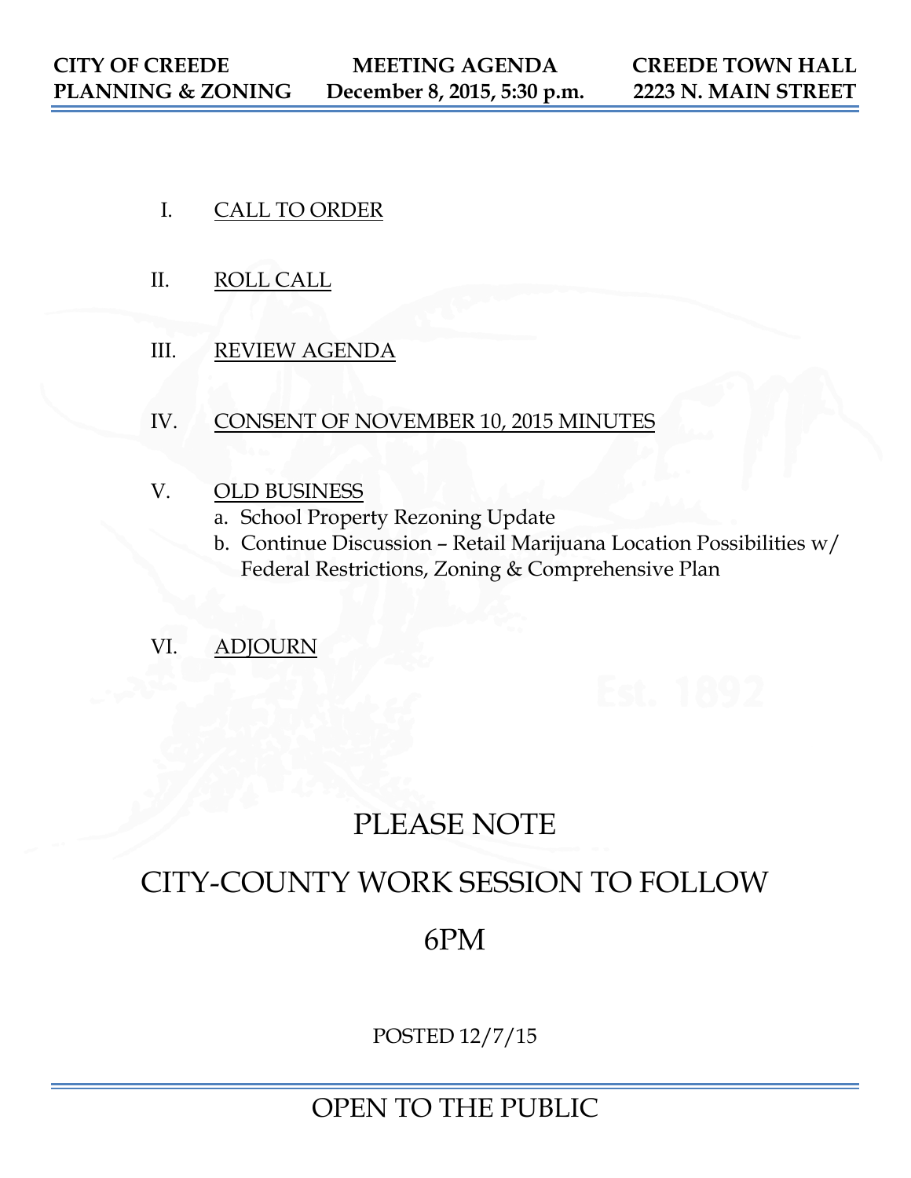**CITY OF CREEDE PLANNING & ZONING**

**MEETING AGENDA December 8, 2015, 5:30 p.m.**

**CREEDE TOWN HALL 2223 N. MAIN STREET**

I. CALL TO ORDER

II. ROLL CALL

III. REVIEW AGENDA

IV. CONSENT OF NOVEMBER 10, 2015 MINUTES

V. OLD BUSINESS
   a. School Property Rezoning Update
   b. Continue Discussion – Retail Marijuana Location Possibilities w/ Federal Restrictions, Zoning & Comprehensive Plan

VI. ADJOURN

PLEASE NOTE

CITY-COUNTY WORK SESSION TO FOLLOW

6PM

POSTED 12/7/15

OPEN TO THE PUBLIC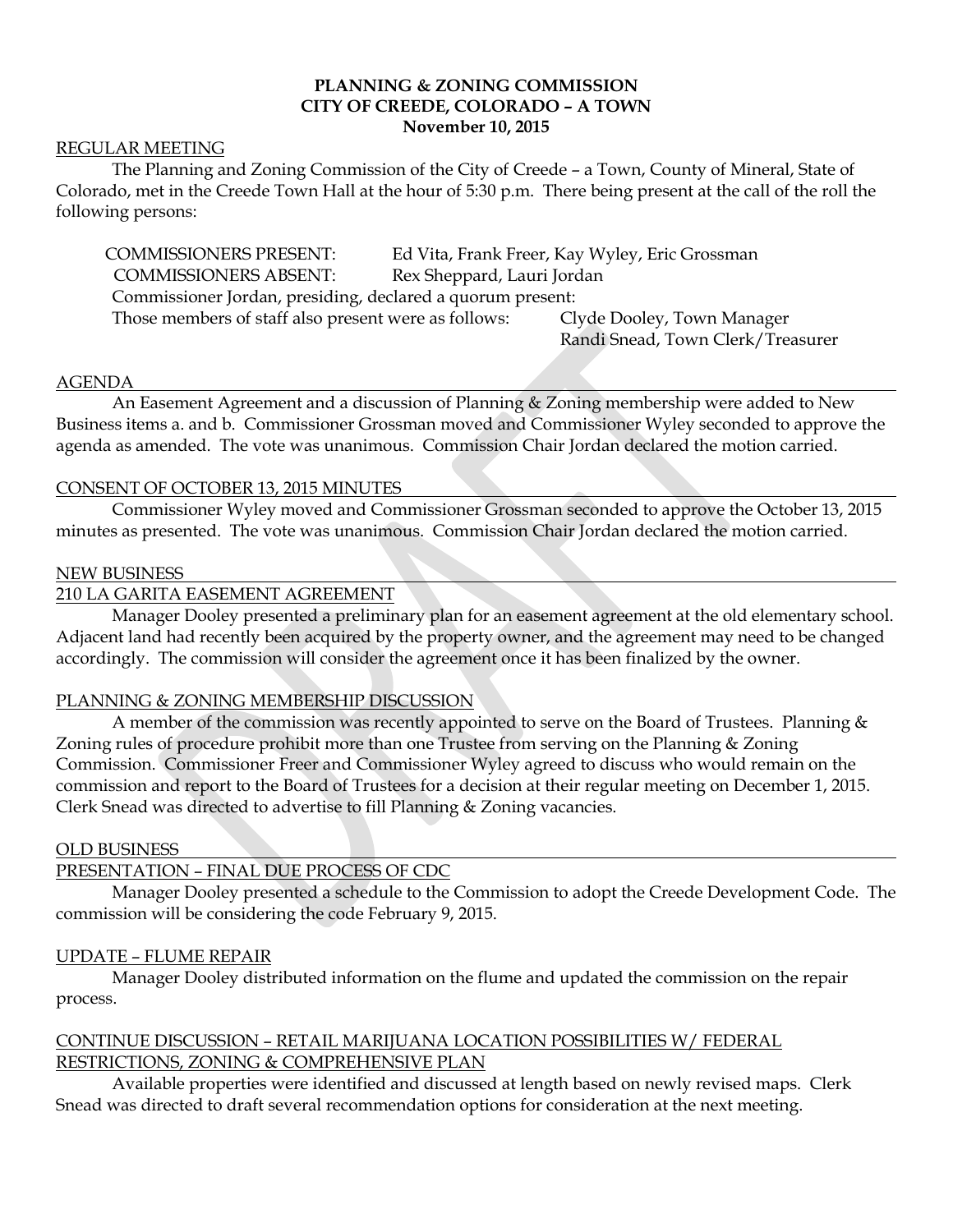**PLANNING & ZONING COMMISSION**
**CITY OF CREEDE, COLORADO – A TOWN**
**November 10, 2015**

REGULAR MEETING

The Planning and Zoning Commission of the City of Creede – a Town, County of Mineral, State of Colorado, met in the Creede Town Hall at the hour of 5:30 p.m. There being present at the call of the roll the following persons:

COMMISSIONERS PRESENT: Ed Vita, Frank Freer, Kay Wyley, Eric Grossman
COMMISSIONERS ABSENT: Rex Sheppard, Lauri Jordan
Commissioner Jordan, presiding, declared a quorum present:
Those members of staff also present were as follows: Clyde Dooley, Town Manager
Randi Snead, Town Clerk/Treasurer

AGENDA

An Easement Agreement and a discussion of Planning & Zoning membership were added to New Business items a. and b. Commissioner Grossman moved and Commissioner Wyley seconded to approve the agenda as amended. The vote was unanimous. Commission Chair Jordan declared the motion carried.

CONSENT OF OCTOBER 13, 2015 MINUTES

Commissioner Wyley moved and Commissioner Grossman seconded to approve the October 13, 2015 minutes as presented. The vote was unanimous. Commission Chair Jordan declared the motion carried.

NEW BUSINESS

210 LA GARITA EASEMENT AGREEMENT

Manager Dooley presented a preliminary plan for an easement agreement at the old elementary school. Adjacent land had recently been acquired by the property owner, and the agreement may need to be changed accordingly. The commission will consider the agreement once it has been finalized by the owner.

PLANNING & ZONING MEMBERSHIP DISCUSSION

A member of the commission was recently appointed to serve on the Board of Trustees. Planning & Zoning rules of procedure prohibit more than one Trustee from serving on the Planning & Zoning Commission. Commissioner Freer and Commissioner Wyley agreed to discuss who would remain on the commission and report to the Board of Trustees for a decision at their regular meeting on December 1, 2015. Clerk Snead was directed to advertise to fill Planning & Zoning vacancies.

OLD BUSINESS

PRESENTATION – FINAL DUE PROCESS OF CDC

Manager Dooley presented a schedule to the Commission to adopt the Creede Development Code. The commission will be considering the code February 9, 2015.

UPDATE – FLUME REPAIR

Manager Dooley distributed information on the flume and updated the commission on the repair process.

CONTINUE DISCUSSION – RETAIL MARIJUANA LOCATION POSSIBILITIES W/ FEDERAL RESTRICTIONS, ZONING & COMPREHENSIVE PLAN

Available properties were identified and discussed at length based on newly revised maps. Clerk Snead was directed to draft several recommendation options for consideration at the next meeting.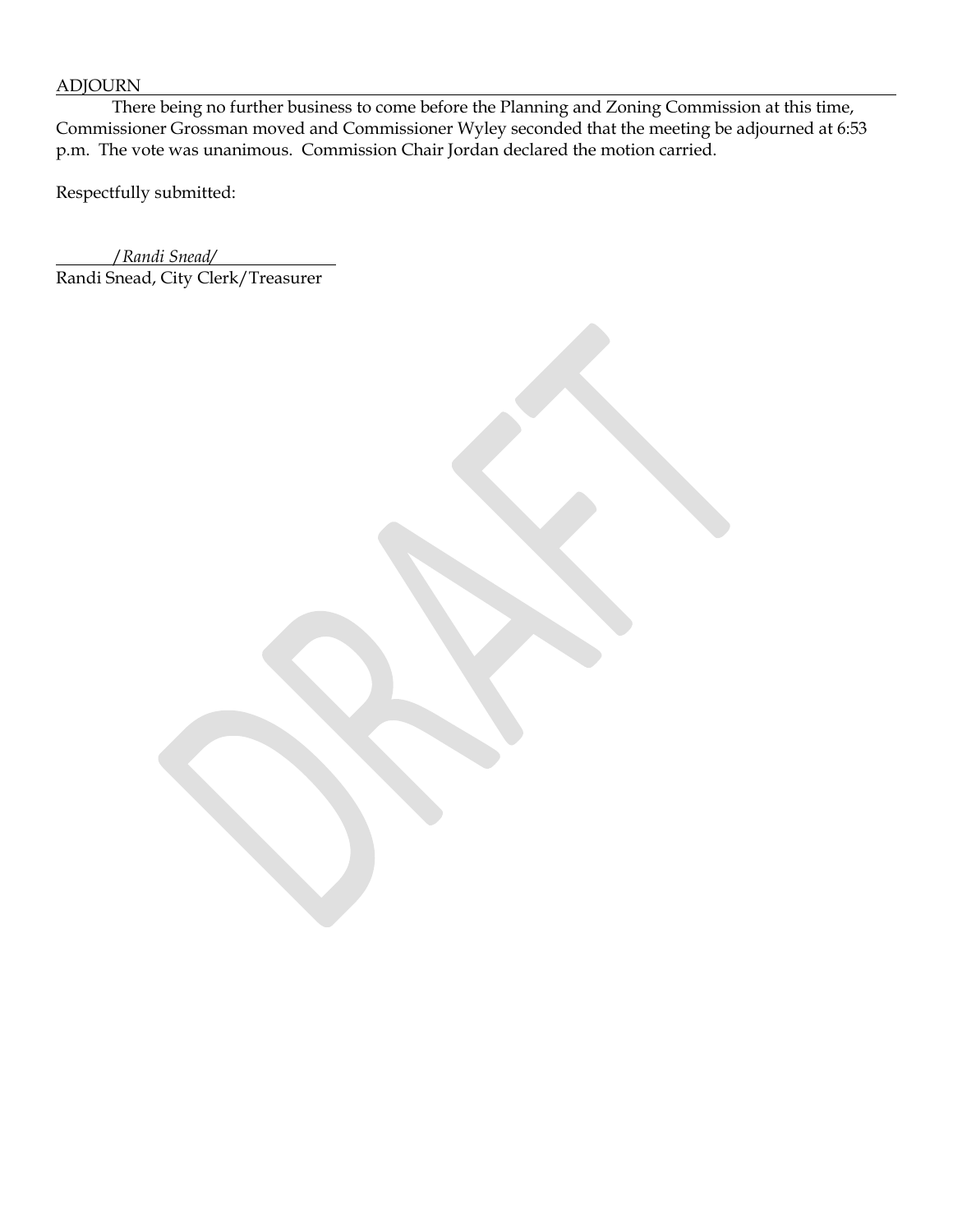ADJOURN

There being no further business to come before the Planning and Zoning Commission at this time, Commissioner Grossman moved and Commissioner Wyley seconded that the meeting be adjourned at 6:53 p.m. The vote was unanimous. Commission Chair Jordan declared the motion carried.

Respectfully submitted:

*/Randi Snead/*

Randi Snead, City Clerk/Treasurer

DRAFT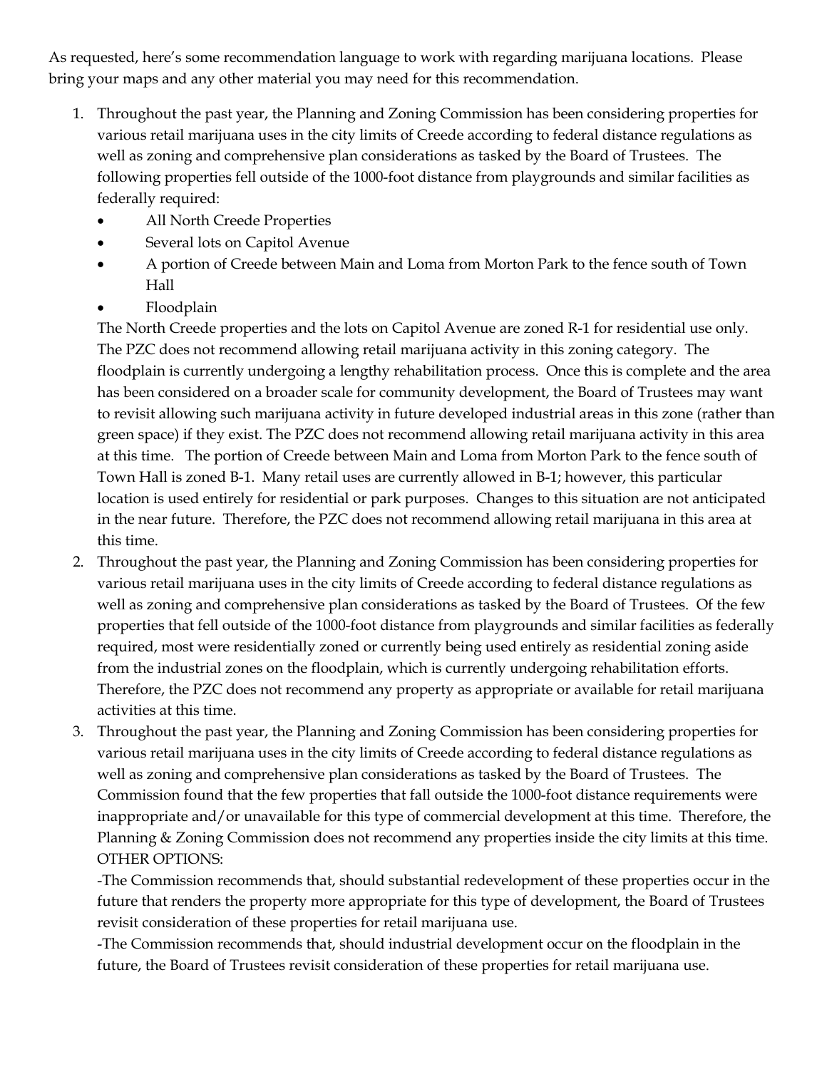As requested, here's some recommendation language to work with regarding marijuana locations. Please bring your maps and any other material you may need for this recommendation.

1. Throughout the past year, the Planning and Zoning Commission has been considering properties for various retail marijuana uses in the city limits of Creede according to federal distance regulations as well as zoning and comprehensive plan considerations as tasked by the Board of Trustees. The following properties fell outside of the 1000-foot distance from playgrounds and similar facilities as federally required:
   - All North Creede Properties
   - Several lots on Capitol Avenue
   - A portion of Creede between Main and Loma from Morton Park to the fence south of Town Hall
   - Floodplain

   The North Creede properties and the lots on Capitol Avenue are zoned R-1 for residential use only. The PZC does not recommend allowing retail marijuana activity in this zoning category. The floodplain is currently undergoing a lengthy rehabilitation process. Once this is complete and the area has been considered on a broader scale for community development, the Board of Trustees may want to revisit allowing such marijuana activity in future developed industrial areas in this zone (rather than green space) if they exist. The PZC does not recommend allowing retail marijuana activity in this area at this time. The portion of Creede between Main and Loma from Morton Park to the fence south of Town Hall is zoned B-1. Many retail uses are currently allowed in B-1; however, this particular location is used entirely for residential or park purposes. Changes to this situation are not anticipated in the near future. Therefore, the PZC does not recommend allowing retail marijuana in this area at this time.
2. Throughout the past year, the Planning and Zoning Commission has been considering properties for various retail marijuana uses in the city limits of Creede according to federal distance regulations as well as zoning and comprehensive plan considerations as tasked by the Board of Trustees. Of the few properties that fell outside of the 1000-foot distance from playgrounds and similar facilities as federally required, most were residentially zoned or currently being used entirely as residential zoning aside from the industrial zones on the floodplain, which is currently undergoing rehabilitation efforts. Therefore, the PZC does not recommend any property as appropriate or available for retail marijuana activities at this time.
3. Throughout the past year, the Planning and Zoning Commission has been considering properties for various retail marijuana uses in the city limits of Creede according to federal distance regulations as well as zoning and comprehensive plan considerations as tasked by the Board of Trustees. The Commission found that the few properties that fall outside the 1000-foot distance requirements were inappropriate and/or unavailable for this type of commercial development at this time. Therefore, the Planning & Zoning Commission does not recommend any properties inside the city limits at this time.

   OTHER OPTIONS:

   -The Commission recommends that, should substantial redevelopment of these properties occur in the future that renders the property more appropriate for this type of development, the Board of Trustees revisit consideration of these properties for retail marijuana use.

   -The Commission recommends that, should industrial development occur on the floodplain in the future, the Board of Trustees revisit consideration of these properties for retail marijuana use.